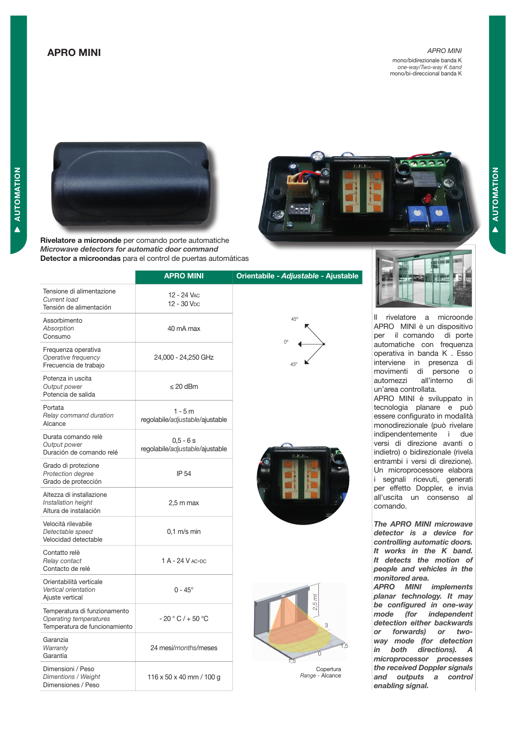# APRO MINI

*APRO MINI*
mono/bidirezionale banda K
*one-way/Two-way K band*
mono/bi-direccional banda K

**Rivelatore a microonde** per comando porte automatiche
***Microwave detectors for automatic door command***
**Detector a microondas** para el control de puertas automáticas

| | APRO MINI |
|---|---|
| Tensione di alimentazione<br>*Current load*<br>Tensión de alimentación | 12 - 24 VAC<br>12 - 30 VDC |
| Assorbimento<br>*Absorption*<br>Consumo | 40 mA max |
| Frequenza operativa<br>*Operative frequency*<br>Frecuencia de trabajo | 24,000 - 24,250 GHz |
| Potenza in uscita<br>*Output power*<br>Potencia de salida | ≤ 20 dBm |
| Portata<br>*Relay command duration*<br>Alcance | 1 - 5 m<br>regolabile/*adjustable*/ajustable |
| Durata comando relè<br>*Output power*<br>Duración de comando relé | 0,5 - 6 s<br>regolabile/*adjustable*/ajustable |
| Grado di protezione<br>*Protection degree*<br>Grado de protección | IP 54 |
| Altezza di installazione<br>*Installation height*<br>Altura de instalación | 2,5 m max |
| Velocità rilevabile<br>*Detectable speed*<br>Velocidad detectable | 0,1 m/s min |
| Contatto relè<br>*Relay contact*<br>Contacto de relé | 1 A - 24 V AC-DC |
| Orientabilità verticale<br>*Vertical orientation*<br>Ajuste vertical | 0 - 45° |
| Temperatura di funzionamento<br>*Operating temperatures*<br>Temperatura de funcionamiento | - 20 ° C / + 50 °C |
| Garanzia<br>*Warranty*<br>Garantía | 24 mesi/*months*/meses |
| Dimensioni / Peso<br>*Dimentions / Weight*<br>Dimensiones / Peso | 116 x 50 x 40 mm / 100 g |

**Orientabile - *Adjustable* - Ajustable**

45° 0° 45°

2,5 mt 3 1,5 0 1,5

Copertura
*Range* - Alcance

Il rivelatore a microonde APRO MINI è un dispositivo per il comando di porte automatiche con frequenza operativa in banda K . Esso interviene in presenza di movimenti di persone o automezzi all'interno di un'area controllata.
APRO MINI è sviluppato in tecnologia planare e può essere configurato in modalità monodirezionale (può rivelare indipendentemente i due versi di direzione avanti o indietro) o bidirezionale (rivela entrambi i versi di direzione). Un microprocessore elabora i segnali ricevuti, generati per effetto Doppler, e invia all'uscita un consenso al comando.

***The APRO MINI microwave detector is a device for controlling automatic doors. It works in the K band. It detects the motion of people and vehicles in the monitored area.***
***APRO MINI implements planar technology. It may be configured in one-way mode (for independent detection either backwards or forwards) or two-way mode (for detection in both directions). A microprocessor processes the received Doppler signals and outputs a control enabling signal.***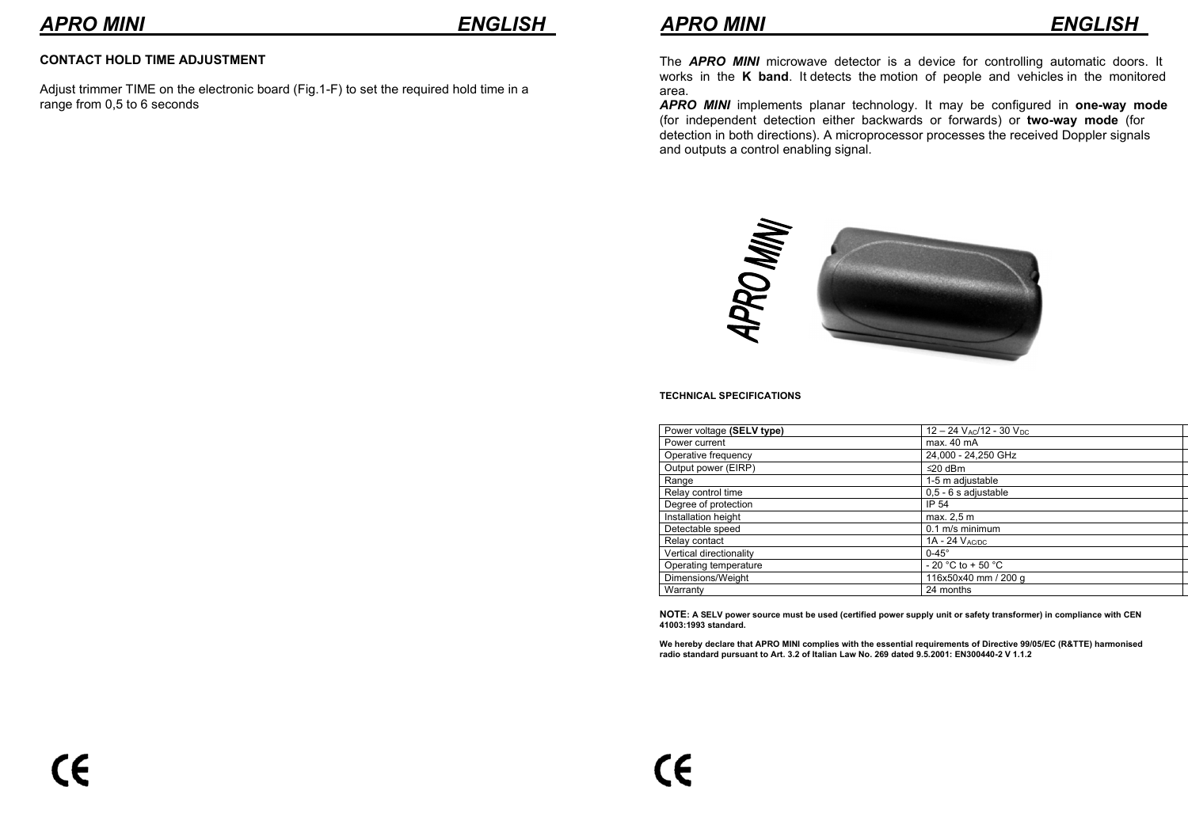## CONTACT HOLD TIME ADJUSTMENT

Adjust trimmer TIME on the electronic board (Fig.1-F) to set the required hold time in a range from 0,5 to 6 seconds

The ***APRO MINI*** microwave detector is a device for controlling automatic doors. It works in the **K band**. It detects the motion of people and vehicles in the monitored area.

***APRO MINI*** implements planar technology. It may be configured in **one-way mode** (for independent detection either backwards or forwards) or **two-way mode** (for detection in both directions). A microprocessor processes the received Doppler signals and outputs a control enabling signal.

**TECHNICAL SPECIFICATIONS**

| | |
|---|---|
| Power voltage **(SELV type)** | 12 – 24 $V_{AC}$/12 - 30 $V_{DC}$ |
| Power current | max. 40 mA |
| Operative frequency | 24,000 - 24,250 GHz |
| Output power (EIRP) | ≤20 dBm |
| Range | 1-5 m adjustable |
| Relay control time | 0,5 - 6 s adjustable |
| Degree of protection | IP 54 |
| Installation height | max. 2,5 m |
| Detectable speed | 0.1 m/s minimum |
| Relay contact | 1A - 24 $V_{AC/DC}$ |
| Vertical directionality | 0-45° |
| Operating temperature | - 20 °C to + 50 °C |
| Dimensions/Weight | 116x50x40 mm / 200 g |
| Warranty | 24 months |

**NOTE: A SELV power source must be used (certified power supply unit or safety transformer) in compliance with CEN 41003:1993 standard.**

**We hereby declare that APRO MINI complies with the essential requirements of Directive 99/05/EC (R&TTE) harmonised radio standard pursuant to Art. 3.2 of Italian Law No. 269 dated 9.5.2001: EN300440-2 V 1.1.2**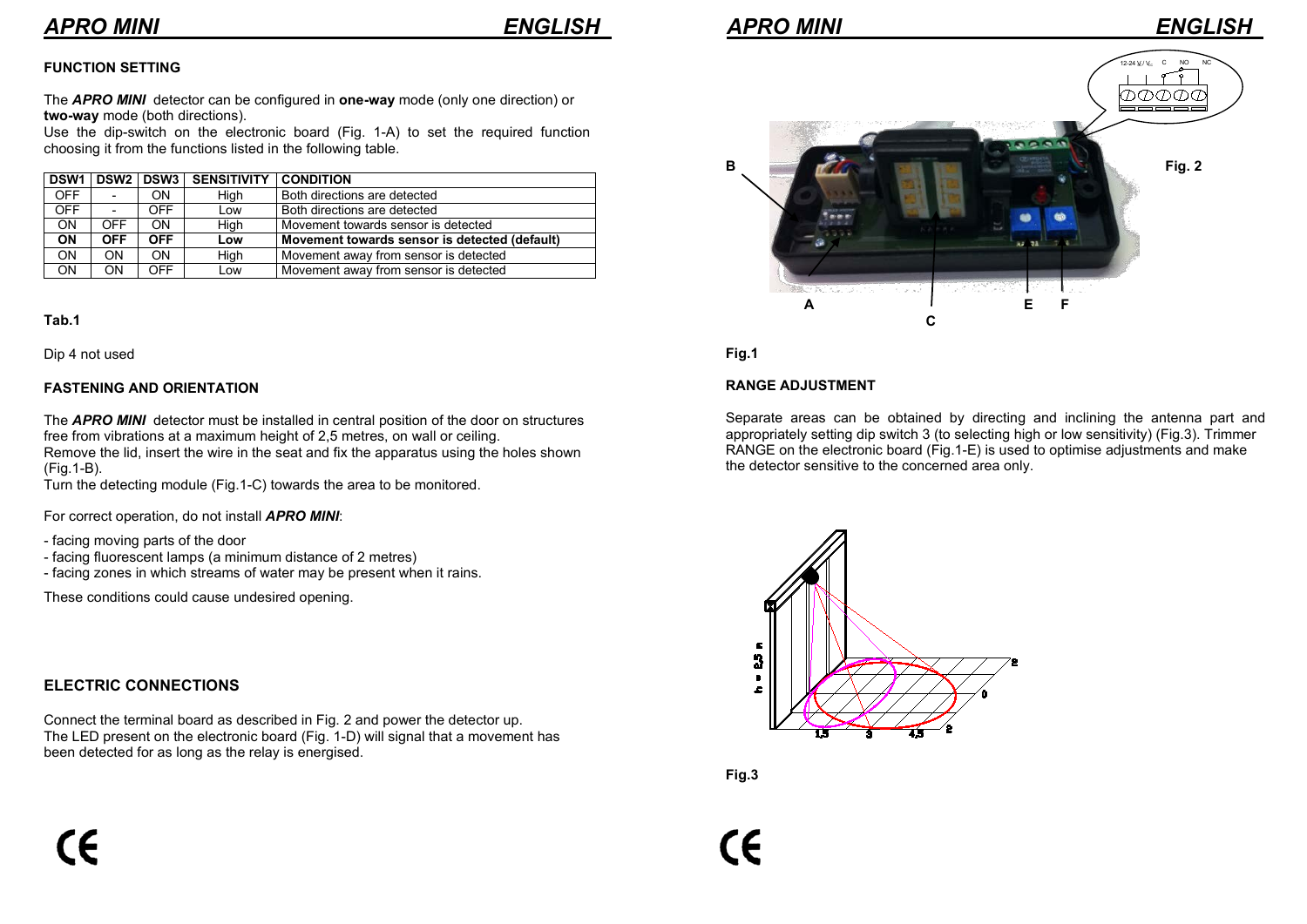## FUNCTION SETTING

The ***APRO MINI*** detector can be configured in **one-way** mode (only one direction) or **two-way** mode (both directions).
Use the dip-switch on the electronic board (Fig. 1-A) to set the required function choosing it from the functions listed in the following table.

| DSW1 | DSW2 | DSW3 | SENSITIVITY | CONDITION |
|---|---|---|---|---|
| OFF | - | ON | High | Both directions are detected |
| OFF | - | OFF | Low | Both directions are detected |
| ON | OFF | ON | High | Movement towards sensor is detected |
| **ON** | **OFF** | **OFF** | **Low** | **Movement towards sensor is detected (default)** |
| ON | ON | ON | High | Movement away from sensor is detected |
| ON | ON | OFF | Low | Movement away from sensor is detected |

**Tab.1**

Dip 4 not used

## FASTENING AND ORIENTATION

The ***APRO MINI*** detector must be installed in central position of the door on structures free from vibrations at a maximum height of 2,5 metres, on wall or ceiling.
Remove the lid, insert the wire in the seat and fix the apparatus using the holes shown (Fig.1-B).
Turn the detecting module (Fig.1-C) towards the area to be monitored.

For correct operation, do not install ***APRO MINI***:

- facing moving parts of the door
- facing fluorescent lamps (a minimum distance of 2 metres)
- facing zones in which streams of water may be present when it rains.

These conditions could cause undesired opening.

## ELECTRIC CONNECTIONS

Connect the terminal board as described in Fig. 2 and power the detector up.
The LED present on the electronic board (Fig. 1-D) will signal that a movement has been detected for as long as the relay is energised.

12-24 V~/ V= C NO NC

B A C E F

Fig. 2

**Fig.1**

## RANGE ADJUSTMENT

Separate areas can be obtained by directing and inclining the antenna part and appropriately setting dip switch 3 (to selecting high or low sensitivity) (Fig.3). Trimmer RANGE on the electronic board (Fig.1-E) is used to optimise adjustments and make the detector sensitive to the concerned area only.

h = 2,5 m

2
0
2
1,5
3
4,5

**Fig.3**